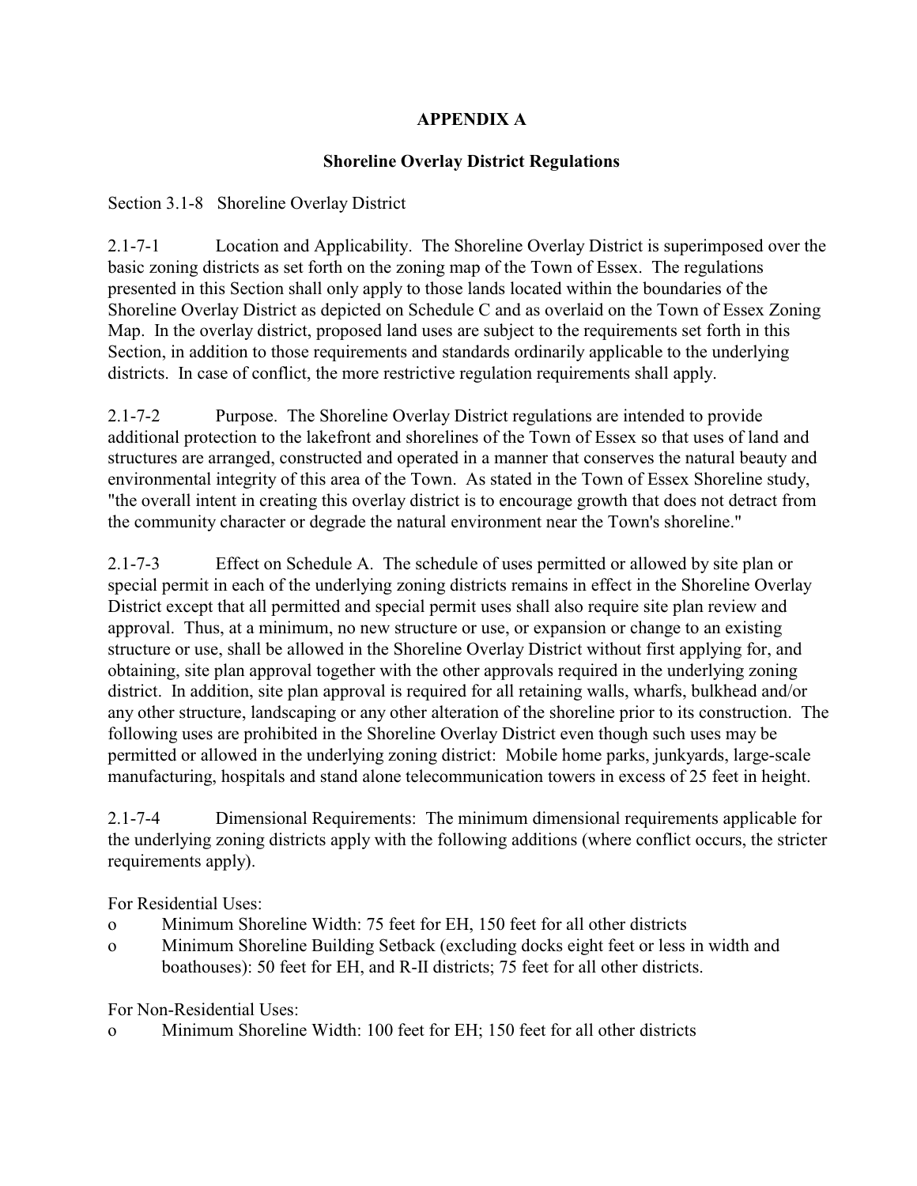# APPENDIX A

## Shoreline Overlay District Regulations

Section 3.1-8 Shoreline Overlay District

2.1-7-1 Location and Applicability. The Shoreline Overlay District is superimposed over the basic zoning districts as set forth on the zoning map of the Town of Essex. The regulations presented in this Section shall only apply to those lands located within the boundaries of the Shoreline Overlay District as depicted on Schedule C and as overlaid on the Town of Essex Zoning Map. In the overlay district, proposed land uses are subject to the requirements set forth in this Section, in addition to those requirements and standards ordinarily applicable to the underlying districts. In case of conflict, the more restrictive regulation requirements shall apply.

2.1-7-2 Purpose. The Shoreline Overlay District regulations are intended to provide additional protection to the lakefront and shorelines of the Town of Essex so that uses of land and structures are arranged, constructed and operated in a manner that conserves the natural beauty and environmental integrity of this area of the Town. As stated in the Town of Essex Shoreline study, "the overall intent in creating this overlay district is to encourage growth that does not detract from the community character or degrade the natural environment near the Town's shoreline."

2.1-7-3 Effect on Schedule A. The schedule of uses permitted or allowed by site plan or special permit in each of the underlying zoning districts remains in effect in the Shoreline Overlay District except that all permitted and special permit uses shall also require site plan review and approval. Thus, at a minimum, no new structure or use, or expansion or change to an existing structure or use, shall be allowed in the Shoreline Overlay District without first applying for, and obtaining, site plan approval together with the other approvals required in the underlying zoning district. In addition, site plan approval is required for all retaining walls, wharfs, bulkhead and/or any other structure, landscaping or any other alteration of the shoreline prior to its construction. The following uses are prohibited in the Shoreline Overlay District even though such uses may be permitted or allowed in the underlying zoning district: Mobile home parks, junkyards, large-scale manufacturing, hospitals and stand alone telecommunication towers in excess of 25 feet in height.

2.1-7-4 Dimensional Requirements: The minimum dimensional requirements applicable for the underlying zoning districts apply with the following additions (where conflict occurs, the stricter requirements apply).

For Residential Uses:

- Minimum Shoreline Width: 75 feet for EH, 150 feet for all other districts
- Minimum Shoreline Building Setback (excluding docks eight feet or less in width and boathouses): 50 feet for EH, and R-II districts; 75 feet for all other districts.

For Non-Residential Uses:

- Minimum Shoreline Width: 100 feet for EH; 150 feet for all other districts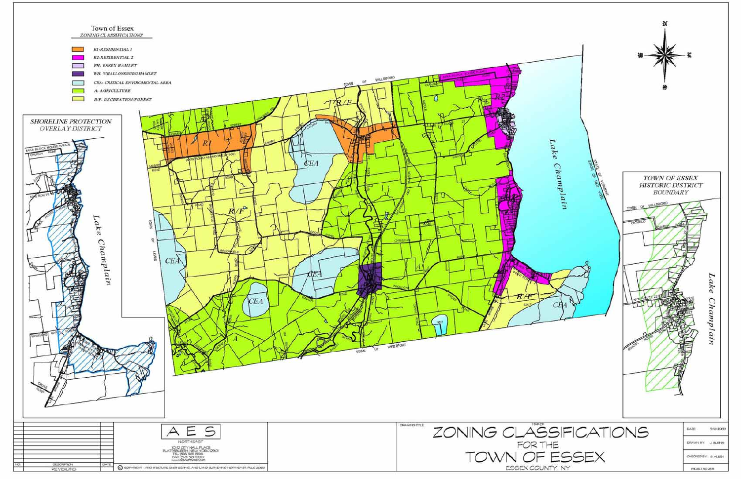Town of Essex
*ZONING CLASSIFICATIONS*

- *R1-RESIDENTIAL 1*
- *R2-RESIDENTIAL 2*
- *EH- ESSEX HAMLET*
- *WH- WHALLONSBURG HAMLET*
- *CEA- CRITICAL ENVIROMENTAL AREA*
- *A- AGRICULTURE*
- *R/F- RECREATION/FOREST*

SHORELINE PROTECTION
OVERLAY DISTRICT

TOWN OF ESSEX
HISTORIC DISTRICT
BOUNDARY

Lake Champlain

TOWN OF WILLSBORO

TOWN OF LEWIS

TOWN OF WESTPORT

STATE OF NEW YORK
STATE OF VERMONT

R1 R/F CEA A R2

AES
NORTHEAST
10-12 CITY HALL PLACE
PLATTSBURGH, NEW YORK 12901
TEL (518) 561-1598
FAX (518) 561-1990

© COPYRIGHT - ARCHITECTURE, ENGINEERING, AND LAND SURVEYING NORTHEAST, PLLC 2003

| NO. | DESCRIPTION | DATE |
| --- | --- | --- |
| | REVISIONS | |

DRAWING TITLE

MAP OF

# ZONING CLASSIFICATIONS
FOR THE
# TOWN OF ESSEX
ESSEX COUNTY, NY

DATE: 5/12/2003
DRAWN BY: J. BURNS
CHECKED BY: S. ALLEN
PROJECT NO: 2818